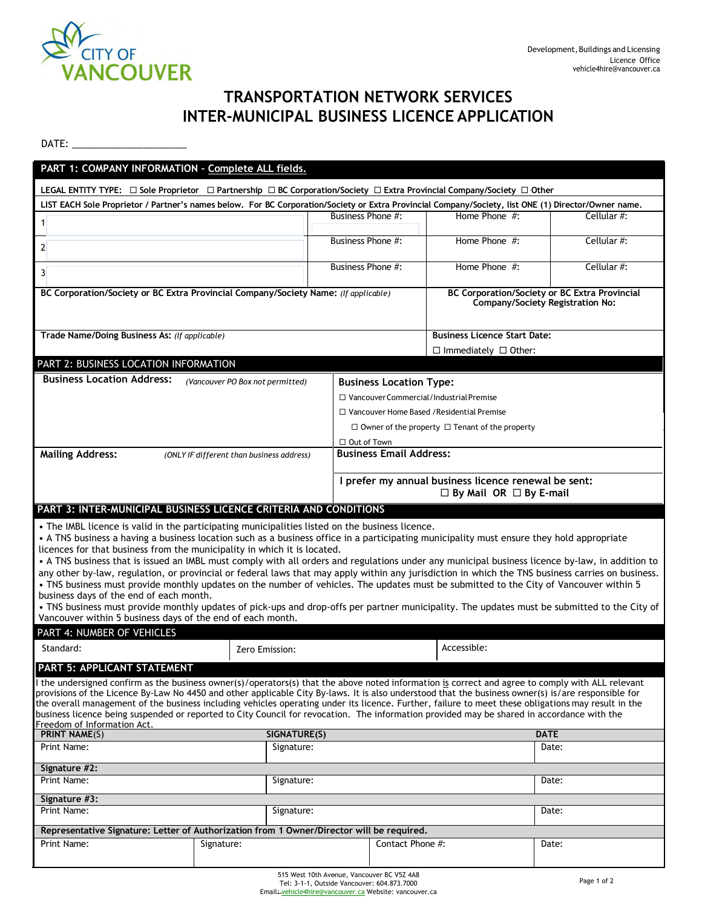CITY OF VANCOUVER

Development, Buildings and Licensing
Licence Office
vehicle4hire@vancouver.ca

# TRANSPORTATION NETWORK SERVICES INTER-MUNICIPAL BUSINESS LICENCE APPLICATION

DATE: ____________________

## PART 1: COMPANY INFORMATION - Complete ALL fields.

**LEGAL ENTITY TYPE:** ☐ Sole Proprietor ☐ Partnership ☐ BC Corporation/Society ☐ Extra Provincial Company/Society ☐ Other

LIST EACH Sole Proprietor / Partner's names below. For BC Corporation/Society or Extra Provincial Company/Society, list ONE (1) Director/Owner name.

| | Name | Business Phone #: | Home Phone #: | Cellular #: |
|---|---|---|---|---|
| 1 | | | | |
| 2 | | | | |
| 3 | | | | |

| BC Corporation/Society or BC Extra Provincial Company/Society Name: *(If applicable)* | BC Corporation/Society or BC Extra Provincial Company/Society Registration No: |
|---|---|
| **Trade Name/Doing Business As:** *(If applicable)* | **Business Licence Start Date:** ☐ Immediately ☐ Other: |

## PART 2: BUSINESS LOCATION INFORMATION

| **Business Location Address:** *(Vancouver PO Box not permitted)* | **Business Location Type:** ☐ Vancouver Commercial/Industrial Premise ☐ Vancouver Home Based /Residential Premise ☐ Owner of the property ☐ Tenant of the property ☐ Out of Town |
|---|---|
| **Mailing Address:** *(ONLY IF different than business address)* | **Business Email Address:** |
| | **I prefer my annual business licence renewal be sent:** ☐ By Mail OR ☐ By E-mail |

## PART 3: INTER-MUNICIPAL BUSINESS LICENCE CRITERIA AND CONDITIONS

- The IMBL licence is valid in the participating municipalities listed on the business licence.
- A TNS business a having a business location such as a business office in a participating municipality must ensure they hold appropriate licences for that business from the municipality in which it is located.
- A TNS business that is issued an IMBL must comply with all orders and regulations under any municipal business licence by-law, in addition to any other by-law, regulation, or provincial or federal laws that may apply within any jurisdiction in which the TNS business carries on business.
- TNS business must provide monthly updates on the number of vehicles. The updates must be submitted to the City of Vancouver within 5 business days of the end of each month.
- TNS business must provide monthly updates of pick-ups and drop-offs per partner municipality. The updates must be submitted to the City of Vancouver within 5 business days of the end of each month.

## PART 4: NUMBER OF VEHICLES

| Standard: | Zero Emission: | Accessible: |
|---|---|---|
| | | |

## PART 5: APPLICANT STATEMENT

I the undersigned confirm as the business owner(s)/operators(s) that the above noted information is correct and agree to comply with ALL relevant provisions of the Licence By-Law No 4450 and other applicable City By-laws. It is also understood that the business owner(s) is/are responsible for the overall management of the business including vehicles operating under its licence. Further, failure to meet these obligations may result in the business licence being suspended or reported to City Council for revocation. The information provided may be shared in accordance with the Freedom of Information Act.

| PRINT NAME(S) | SIGNATURE(S) | DATE |
|---|---|---|
| Print Name: | Signature: | Date: |
| **Signature #2:** | | |
| Print Name: | Signature: | Date: |
| **Signature #3:** | | |
| Print Name: | Signature: | Date: |

**Representative Signature: Letter of Authorization from 1 Owner/Director will be required.**

| Print Name: | Signature: | Contact Phone #: | Date: |
|---|---|---|---|
| | | | |

515 West 10th Avenue, Vancouver BC V5Z 4A8
Tel: 3-1-1, Outside Vancouver: 604.873.7000
Email: vehicle4hire@vancouver.ca Website: vancouver.ca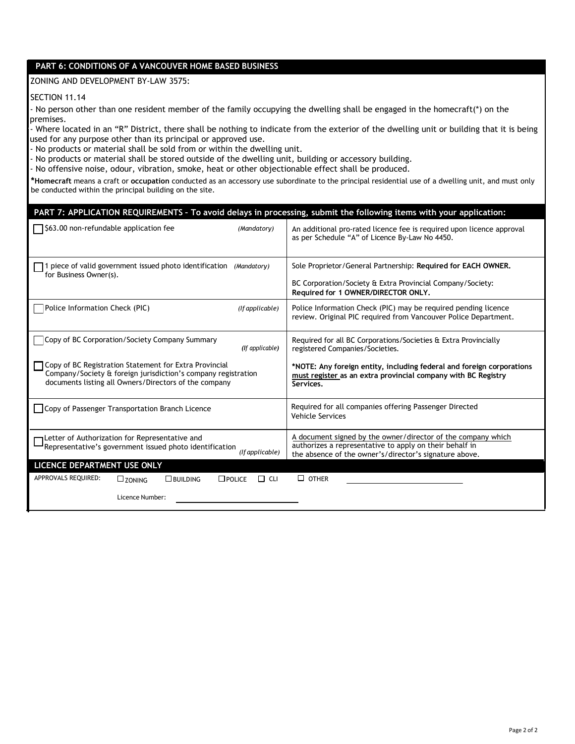## PART 6: CONDITIONS OF A VANCOUVER HOME BASED BUSINESS

ZONING AND DEVELOPMENT BY-LAW 3575:

SECTION 11.14

- No person other than one resident member of the family occupying the dwelling shall be engaged in the homecraft(*) on the premises.
- Where located in an "R" District, there shall be nothing to indicate from the exterior of the dwelling unit or building that it is being used for any purpose other than its principal or approved use.
- No products or material shall be sold from or within the dwelling unit.
- No products or material shall be stored outside of the dwelling unit, building or accessory building.
- No offensive noise, odour, vibration, smoke, heat or other objectionable effect shall be produced.

***Homecraft** means a craft or **occupation** conducted as an accessory use subordinate to the principal residential use of a dwelling unit, and must only be conducted within the principal building on the site.

## PART 7: APPLICATION REQUIREMENTS – To avoid delays in processing, submit the following items with your application:

| | |
|---|---|
| ☐ $63.00 non-refundable application fee *(Mandatory)* | An additional pro-rated licence fee is required upon licence approval as per Schedule "A" of Licence By-Law No 4450. |
| ☐ 1 piece of valid government issued photo identification for Business Owner(s). *(Mandatory)* | Sole Proprietor/General Partnership: **Required for EACH OWNER.**<br><br>BC Corporation/Society & Extra Provincial Company/Society: **Required for 1 OWNER/DIRECTOR ONLY.** |
| ☐ Police Information Check (PIC) *(If applicable)* | Police Information Check (PIC) may be required pending licence review. Original PIC required from Vancouver Police Department. |
| ☐ Copy of BC Corporation/Society Company Summary *(If applicable)*<br><br>☐ Copy of BC Registration Statement for Extra Provincial Company/Society & foreign jurisdiction's company registration documents listing all Owners/Directors of the company | Required for all BC Corporations/Societies & Extra Provincially registered Companies/Societies.<br><br>***NOTE: Any foreign entity, including federal and foreign corporations must register as an extra provincial company with BC Registry Services.** |
| ☐ Copy of Passenger Transportation Branch Licence | Required for all companies offering Passenger Directed Vehicle Services |
| ☐ Letter of Authorization for Representative and Representative's government issued photo identification *(If applicable)* | A document signed by the owner/director of the company which authorizes a representative to apply on their behalf in the absence of the owner's/director's signature above. |

## LICENCE DEPARTMENT USE ONLY

APPROVALS REQUIRED: ☐ ZONING ☐ BUILDING ☐ POLICE ☐ CLI ☐ OTHER ______________________

Licence Number: ______________________